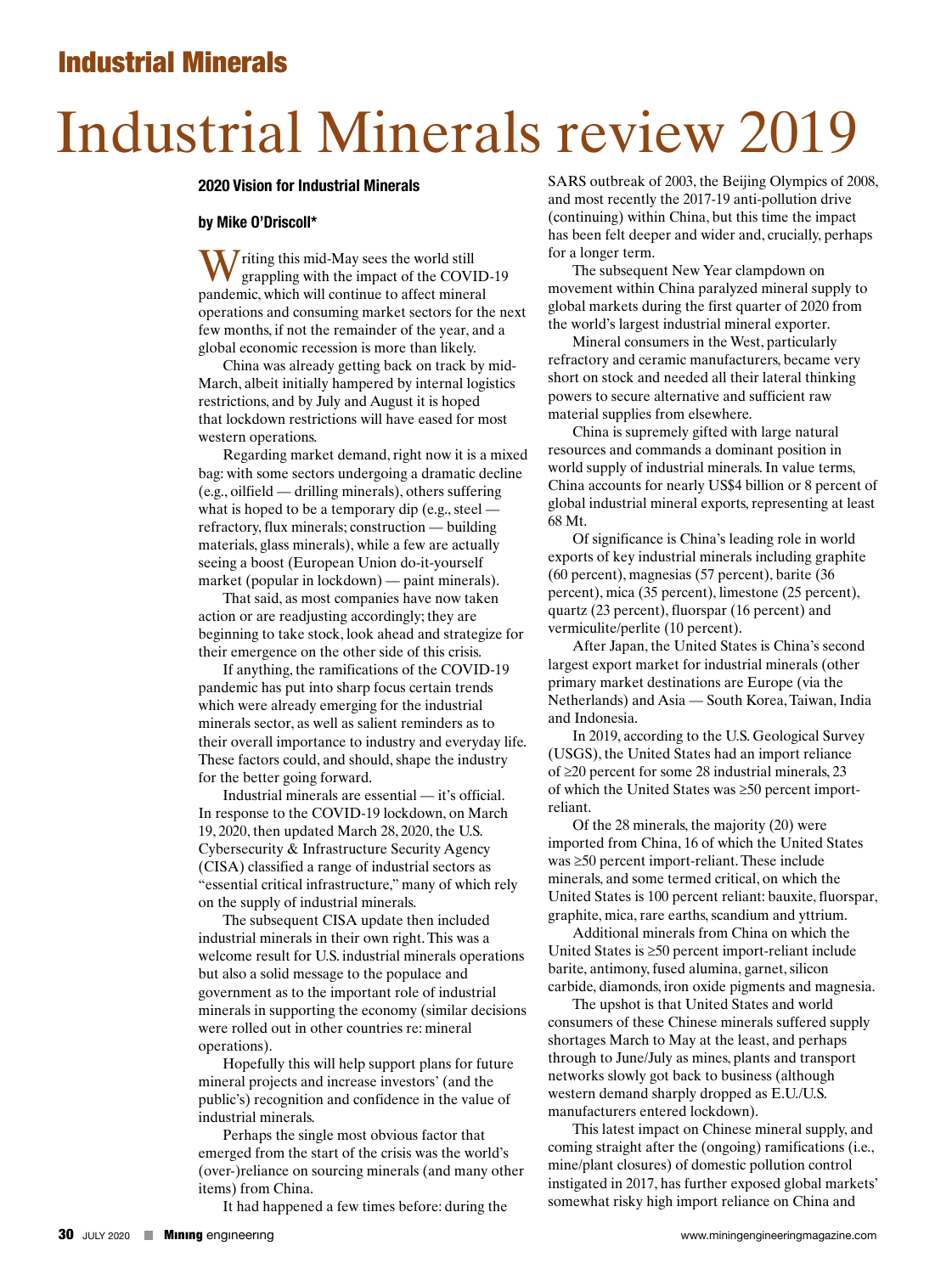# Industrial Minerals review 2019

**2020 Vision for Industrial Minerals**

**by Mike O'Driscoll***

Writing this mid-May sees the world still grappling with the impact of the COVID-19 pandemic, which will continue to affect mineral operations and consuming market sectors for the next few months, if not the remainder of the year, and a global economic recession is more than likely.

China was already getting back on track by mid-March, albeit initially hampered by internal logistics restrictions, and by July and August it is hoped that lockdown restrictions will have eased for most western operations.

Regarding market demand, right now it is a mixed bag: with some sectors undergoing a dramatic decline (e.g., oilfield — drilling minerals), others suffering what is hoped to be a temporary dip (e.g., steel — refractory, flux minerals; construction — building materials, glass minerals), while a few are actually seeing a boost (European Union do-it-yourself market (popular in lockdown) — paint minerals).

That said, as most companies have now taken action or are readjusting accordingly; they are beginning to take stock, look ahead and strategize for their emergence on the other side of this crisis.

If anything, the ramifications of the COVID-19 pandemic has put into sharp focus certain trends which were already emerging for the industrial minerals sector, as well as salient reminders as to their overall importance to industry and everyday life. These factors could, and should, shape the industry for the better going forward.

Industrial minerals are essential — it's official. In response to the COVID-19 lockdown, on March 19, 2020, then updated March 28, 2020, the U.S. Cybersecurity & Infrastructure Security Agency (CISA) classified a range of industrial sectors as "essential critical infrastructure," many of which rely on the supply of industrial minerals.

The subsequent CISA update then included industrial minerals in their own right. This was a welcome result for U.S. industrial minerals operations but also a solid message to the populace and government as to the important role of industrial minerals in supporting the economy (similar decisions were rolled out in other countries re: mineral operations).

Hopefully this will help support plans for future mineral projects and increase investors' (and the public's) recognition and confidence in the value of industrial minerals.

Perhaps the single most obvious factor that emerged from the start of the crisis was the world's (over-)reliance on sourcing minerals (and many other items) from China.

It had happened a few times before: during the SARS outbreak of 2003, the Beijing Olympics of 2008, and most recently the 2017-19 anti-pollution drive (continuing) within China, but this time the impact has been felt deeper and wider and, crucially, perhaps for a longer term.

The subsequent New Year clampdown on movement within China paralyzed mineral supply to global markets during the first quarter of 2020 from the world's largest industrial mineral exporter.

Mineral consumers in the West, particularly refractory and ceramic manufacturers, became very short on stock and needed all their lateral thinking powers to secure alternative and sufficient raw material supplies from elsewhere.

China is supremely gifted with large natural resources and commands a dominant position in world supply of industrial minerals. In value terms, China accounts for nearly US$4 billion or 8 percent of global industrial mineral exports, representing at least 68 Mt.

Of significance is China's leading role in world exports of key industrial minerals including graphite (60 percent), magnesias (57 percent), barite (36 percent), mica (35 percent), limestone (25 percent), quartz (23 percent), fluorspar (16 percent) and vermiculite/perlite (10 percent).

After Japan, the United States is China's second largest export market for industrial minerals (other primary market destinations are Europe (via the Netherlands) and Asia — South Korea, Taiwan, India and Indonesia.

In 2019, according to the U.S. Geological Survey (USGS), the United States had an import reliance of ≥20 percent for some 28 industrial minerals, 23 of which the United States was ≥50 percent import-reliant.

Of the 28 minerals, the majority (20) were imported from China, 16 of which the United States was ≥50 percent import-reliant. These include minerals, and some termed critical, on which the United States is 100 percent reliant: bauxite, fluorspar, graphite, mica, rare earths, scandium and yttrium.

Additional minerals from China on which the United States is ≥50 percent import-reliant include barite, antimony, fused alumina, garnet, silicon carbide, diamonds, iron oxide pigments and magnesia.

The upshot is that United States and world consumers of these Chinese minerals suffered supply shortages March to May at the least, and perhaps through to June/July as mines, plants and transport networks slowly got back to business (although western demand sharply dropped as E.U./U.S. manufacturers entered lockdown).

This latest impact on Chinese mineral supply, and coming straight after the (ongoing) ramifications (i.e., mine/plant closures) of domestic pollution control instigated in 2017, has further exposed global markets' somewhat risky high import reliance on China and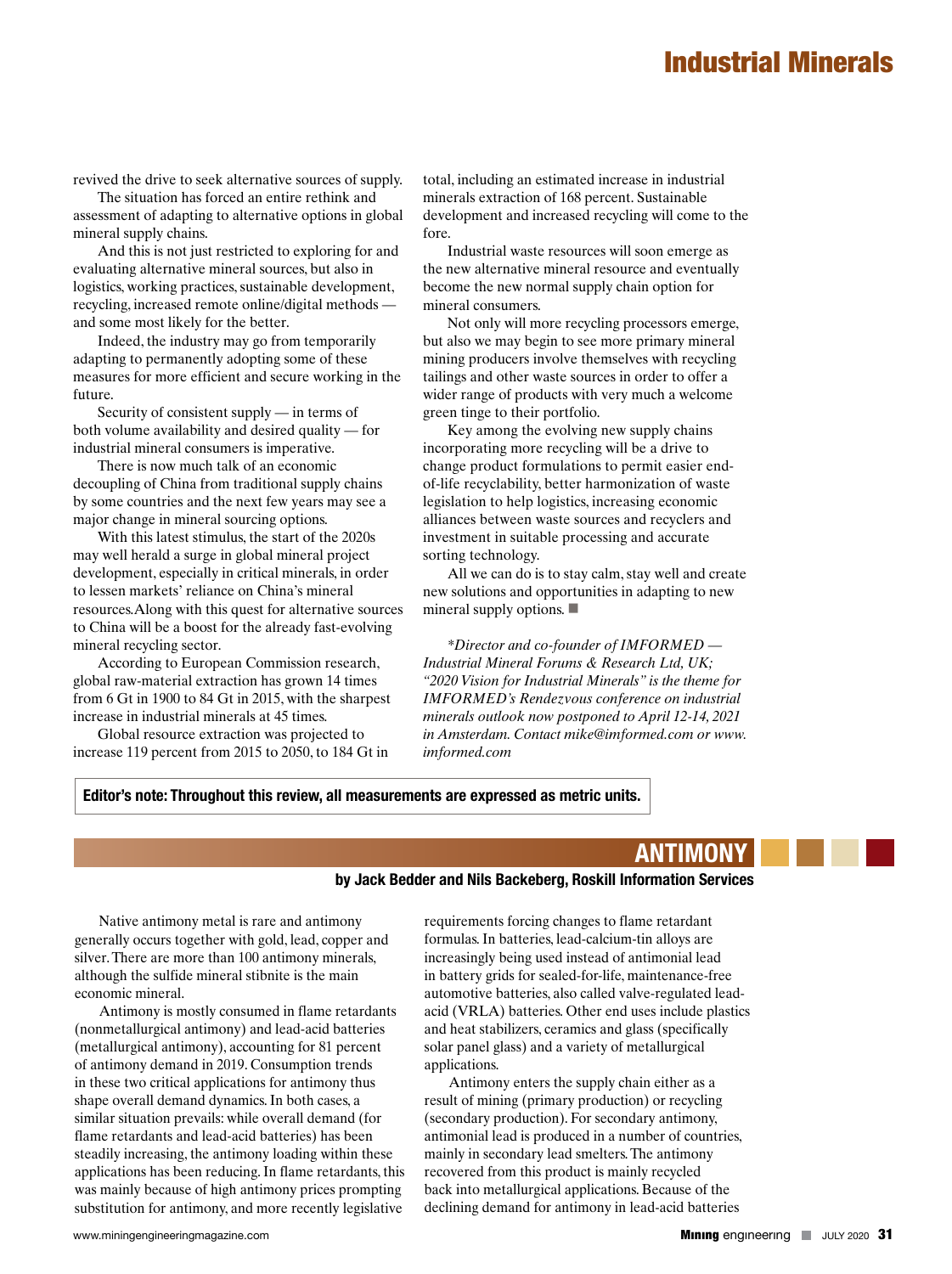revived the drive to seek alternative sources of supply.

The situation has forced an entire rethink and assessment of adapting to alternative options in global mineral supply chains.

And this is not just restricted to exploring for and evaluating alternative mineral sources, but also in logistics, working practices, sustainable development, recycling, increased remote online/digital methods — and some most likely for the better.

Indeed, the industry may go from temporarily adapting to permanently adopting some of these measures for more efficient and secure working in the future.

Security of consistent supply — in terms of both volume availability and desired quality — for industrial mineral consumers is imperative.

There is now much talk of an economic decoupling of China from traditional supply chains by some countries and the next few years may see a major change in mineral sourcing options.

With this latest stimulus, the start of the 2020s may well herald a surge in global mineral project development, especially in critical minerals, in order to lessen markets' reliance on China's mineral resources. Along with this quest for alternative sources to China will be a boost for the already fast-evolving mineral recycling sector.

According to European Commission research, global raw-material extraction has grown 14 times from 6 Gt in 1900 to 84 Gt in 2015, with the sharpest increase in industrial minerals at 45 times.

Global resource extraction was projected to increase 119 percent from 2015 to 2050, to 184 Gt in total, including an estimated increase in industrial minerals extraction of 168 percent. Sustainable development and increased recycling will come to the fore.

Industrial waste resources will soon emerge as the new alternative mineral resource and eventually become the new normal supply chain option for mineral consumers.

Not only will more recycling processors emerge, but also we may begin to see more primary mineral mining producers involve themselves with recycling tailings and other waste sources in order to offer a wider range of products with very much a welcome green tinge to their portfolio.

Key among the evolving new supply chains incorporating more recycling will be a drive to change product formulations to permit easier end-of-life recyclability, better harmonization of waste legislation to help logistics, increasing economic alliances between waste sources and recyclers and investment in suitable processing and accurate sorting technology.

All we can do is to stay calm, stay well and create new solutions and opportunities in adapting to new mineral supply options. ■

*\*Director and co-founder of IMFORMED — Industrial Mineral Forums & Research Ltd, UK; "2020 Vision for Industrial Minerals" is the theme for IMFORMED's Rendezvous conference on industrial minerals outlook now postponed to April 12-14, 2021 in Amsterdam. Contact mike@imformed.com or www.imformed.com*

**Editor's note: Throughout this review, all measurements are expressed as metric units.**

## ANTIMONY

**by Jack Bedder and Nils Backeberg, Roskill Information Services**

Native antimony metal is rare and antimony generally occurs together with gold, lead, copper and silver. There are more than 100 antimony minerals, although the sulfide mineral stibnite is the main economic mineral.

Antimony is mostly consumed in flame retardants (nonmetallurgical antimony) and lead-acid batteries (metallurgical antimony), accounting for 81 percent of antimony demand in 2019. Consumption trends in these two critical applications for antimony thus shape overall demand dynamics. In both cases, a similar situation prevails: while overall demand (for flame retardants and lead-acid batteries) has been steadily increasing, the antimony loading within these applications has been reducing. In flame retardants, this was mainly because of high antimony prices prompting substitution for antimony, and more recently legislative requirements forcing changes to flame retardant formulas. In batteries, lead-calcium-tin alloys are increasingly being used instead of antimonial lead in battery grids for sealed-for-life, maintenance-free automotive batteries, also called valve-regulated lead-acid (VRLA) batteries. Other end uses include plastics and heat stabilizers, ceramics and glass (specifically solar panel glass) and a variety of metallurgical applications.

Antimony enters the supply chain either as a result of mining (primary production) or recycling (secondary production). For secondary antimony, antimonial lead is produced in a number of countries, mainly in secondary lead smelters. The antimony recovered from this product is mainly recycled back into metallurgical applications. Because of the declining demand for antimony in lead-acid batteries